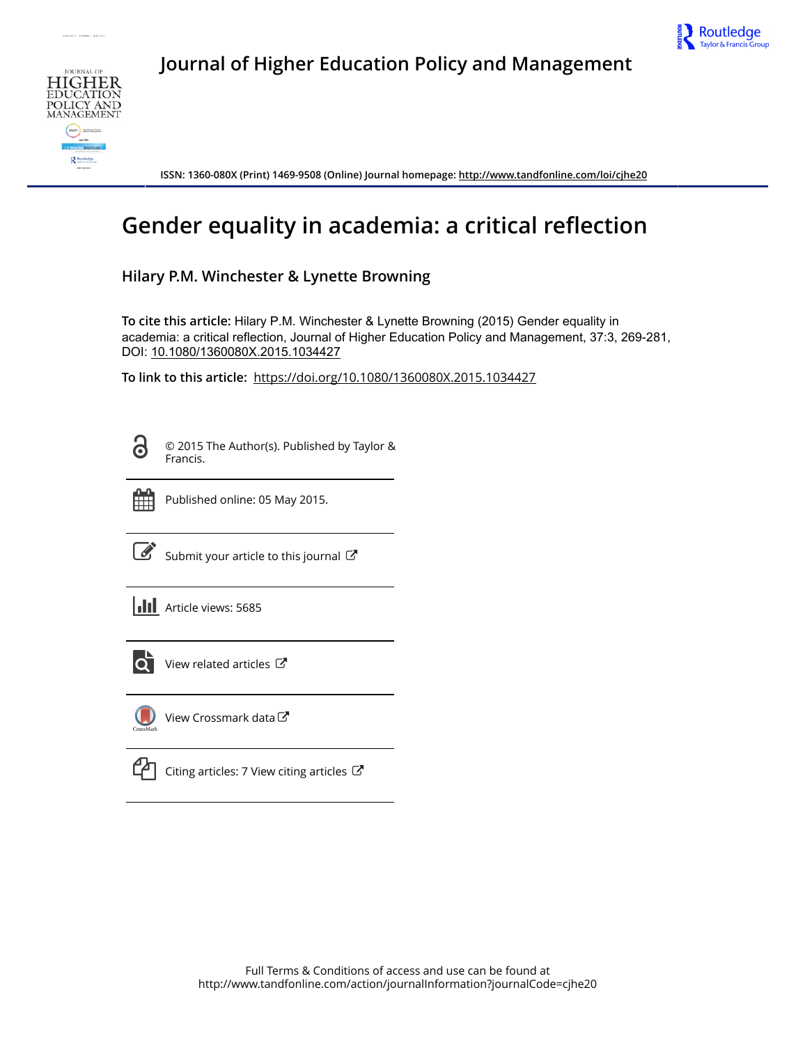# Journal of Higher Education Policy and Management

ISSN: 1360-080X (Print) 1469-9508 (Online) Journal homepage: http://www.tandfonline.com/loi/cjhe20

## Gender equality in academia: a critical reflection

**Hilary P.M. Winchester & Lynette Browning**

**To cite this article:** Hilary P.M. Winchester & Lynette Browning (2015) Gender equality in academia: a critical reflection, Journal of Higher Education Policy and Management, 37:3, 269-281, DOI: 10.1080/1360080X.2015.1034427

**To link to this article:** https://doi.org/10.1080/1360080X.2015.1034427

© 2015 The Author(s). Published by Taylor & Francis.

Published online: 05 May 2015.

Submit your article to this journal

Article views: 5685

View related articles

View Crossmark data

Citing articles: 7 View citing articles

Full Terms & Conditions of access and use can be found at http://www.tandfonline.com/action/journalInformation?journalCode=cjhe20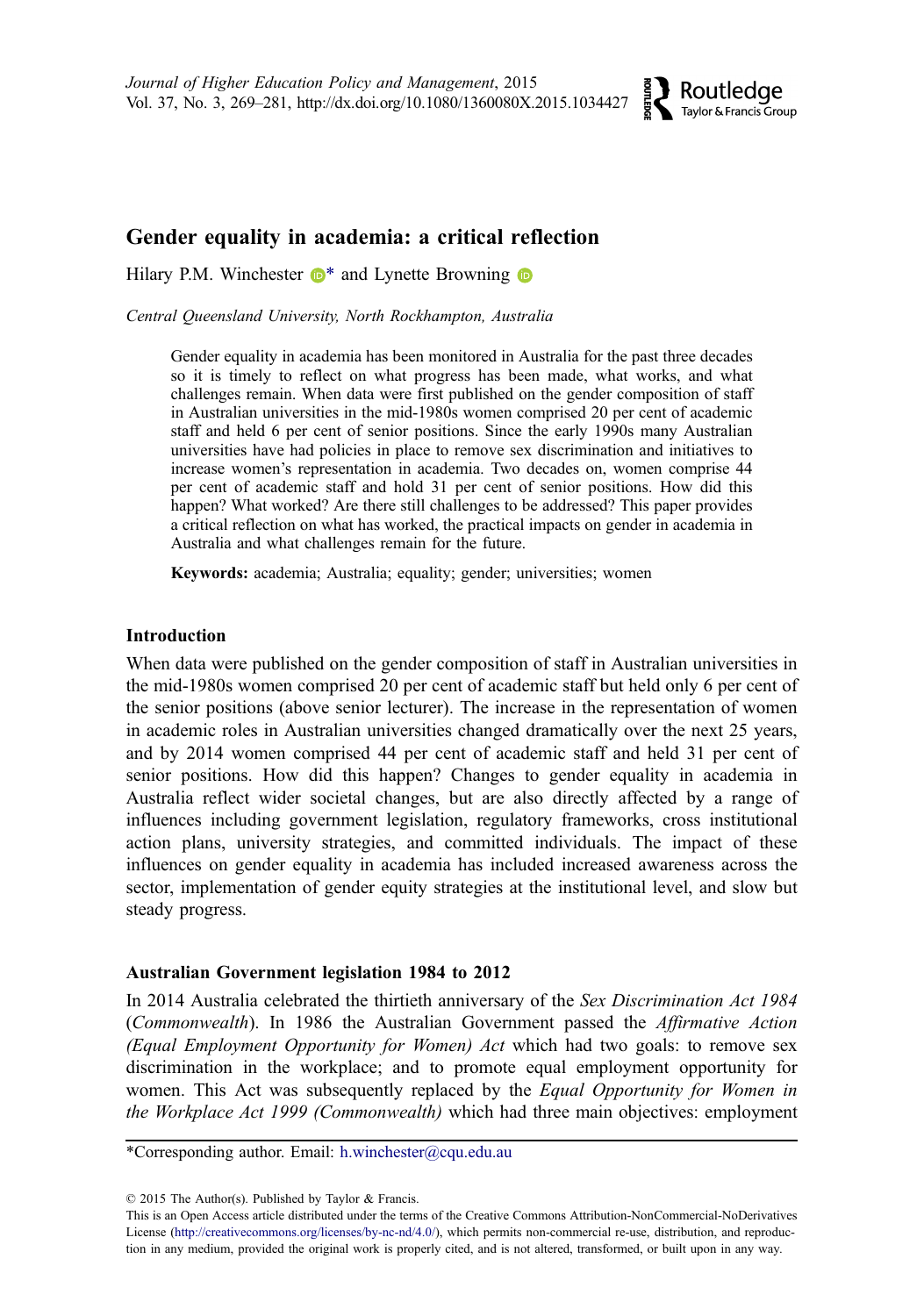# Gender equality in academia: a critical reflection

Hilary P.M. Winchester* and Lynette Browning

*Central Queensland University, North Rockhampton, Australia*

> Gender equality in academia has been monitored in Australia for the past three decades so it is timely to reflect on what progress has been made, what works, and what challenges remain. When data were first published on the gender composition of staff in Australian universities in the mid-1980s women comprised 20 per cent of academic staff and held 6 per cent of senior positions. Since the early 1990s many Australian universities have had policies in place to remove sex discrimination and initiatives to increase women's representation in academia. Two decades on, women comprise 44 per cent of academic staff and hold 31 per cent of senior positions. How did this happen? What worked? Are there still challenges to be addressed? This paper provides a critical reflection on what has worked, the practical impacts on gender in academia in Australia and what challenges remain for the future.
>
> **Keywords:** academia; Australia; equality; gender; universities; women

## Introduction

When data were published on the gender composition of staff in Australian universities in the mid-1980s women comprised 20 per cent of academic staff but held only 6 per cent of the senior positions (above senior lecturer). The increase in the representation of women in academic roles in Australian universities changed dramatically over the next 25 years, and by 2014 women comprised 44 per cent of academic staff and held 31 per cent of senior positions. How did this happen? Changes to gender equality in academia in Australia reflect wider societal changes, but are also directly affected by a range of influences including government legislation, regulatory frameworks, cross institutional action plans, university strategies, and committed individuals. The impact of these influences on gender equality in academia has included increased awareness across the sector, implementation of gender equity strategies at the institutional level, and slow but steady progress.

## Australian Government legislation 1984 to 2012

In 2014 Australia celebrated the thirtieth anniversary of the *Sex Discrimination Act 1984 (Commonwealth)*. In 1986 the Australian Government passed the *Affirmative Action (Equal Employment Opportunity for Women) Act* which had two goals: to remove sex discrimination in the workplace; and to promote equal employment opportunity for women. This Act was subsequently replaced by the *Equal Opportunity for Women in the Workplace Act 1999 (Commonwealth)* which had three main objectives: employment

---

*Corresponding author. Email: h.winchester@cqu.edu.au

© 2015 The Author(s). Published by Taylor & Francis.
This is an Open Access article distributed under the terms of the Creative Commons Attribution-NonCommercial-NoDerivatives License (http://creativecommons.org/licenses/by-nc-nd/4.0/), which permits non-commercial re-use, distribution, and reproduction in any medium, provided the original work is properly cited, and is not altered, transformed, or built upon in any way.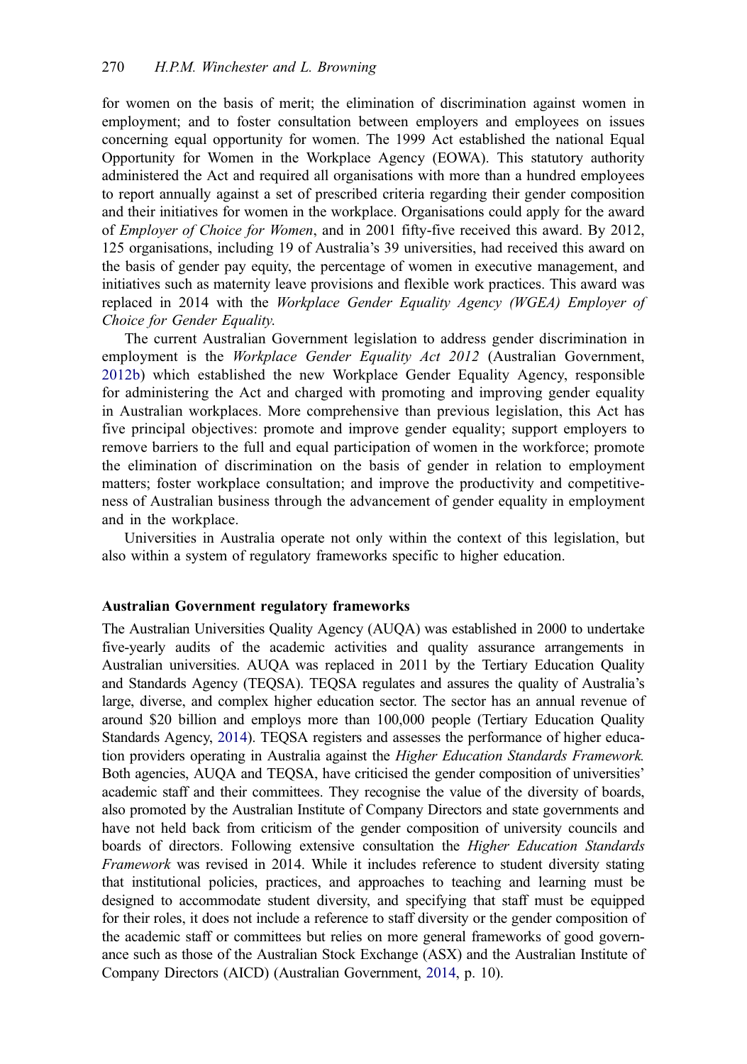for women on the basis of merit; the elimination of discrimination against women in employment; and to foster consultation between employers and employees on issues concerning equal opportunity for women. The 1999 Act established the national Equal Opportunity for Women in the Workplace Agency (EOWA). This statutory authority administered the Act and required all organisations with more than a hundred employees to report annually against a set of prescribed criteria regarding their gender composition and their initiatives for women in the workplace. Organisations could apply for the award of *Employer of Choice for Women*, and in 2001 fifty-five received this award. By 2012, 125 organisations, including 19 of Australia's 39 universities, had received this award on the basis of gender pay equity, the percentage of women in executive management, and initiatives such as maternity leave provisions and flexible work practices. This award was replaced in 2014 with the *Workplace Gender Equality Agency (WGEA) Employer of Choice for Gender Equality.*

The current Australian Government legislation to address gender discrimination in employment is the *Workplace Gender Equality Act 2012* (Australian Government, 2012b) which established the new Workplace Gender Equality Agency, responsible for administering the Act and charged with promoting and improving gender equality in Australian workplaces. More comprehensive than previous legislation, this Act has five principal objectives: promote and improve gender equality; support employers to remove barriers to the full and equal participation of women in the workforce; promote the elimination of discrimination on the basis of gender in relation to employment matters; foster workplace consultation; and improve the productivity and competitiveness of Australian business through the advancement of gender equality in employment and in the workplace.

Universities in Australia operate not only within the context of this legislation, but also within a system of regulatory frameworks specific to higher education.

### Australian Government regulatory frameworks

The Australian Universities Quality Agency (AUQA) was established in 2000 to undertake five-yearly audits of the academic activities and quality assurance arrangements in Australian universities. AUQA was replaced in 2011 by the Tertiary Education Quality and Standards Agency (TEQSA). TEQSA regulates and assures the quality of Australia's large, diverse, and complex higher education sector. The sector has an annual revenue of around $20 billion and employs more than 100,000 people (Tertiary Education Quality Standards Agency, 2014). TEQSA registers and assesses the performance of higher education providers operating in Australia against the *Higher Education Standards Framework.* Both agencies, AUQA and TEQSA, have criticised the gender composition of universities' academic staff and their committees. They recognise the value of the diversity of boards, also promoted by the Australian Institute of Company Directors and state governments and have not held back from criticism of the gender composition of university councils and boards of directors. Following extensive consultation the *Higher Education Standards Framework* was revised in 2014. While it includes reference to student diversity stating that institutional policies, practices, and approaches to teaching and learning must be designed to accommodate student diversity, and specifying that staff must be equipped for their roles, it does not include a reference to staff diversity or the gender composition of the academic staff or committees but relies on more general frameworks of good governance such as those of the Australian Stock Exchange (ASX) and the Australian Institute of Company Directors (AICD) (Australian Government, 2014, p. 10).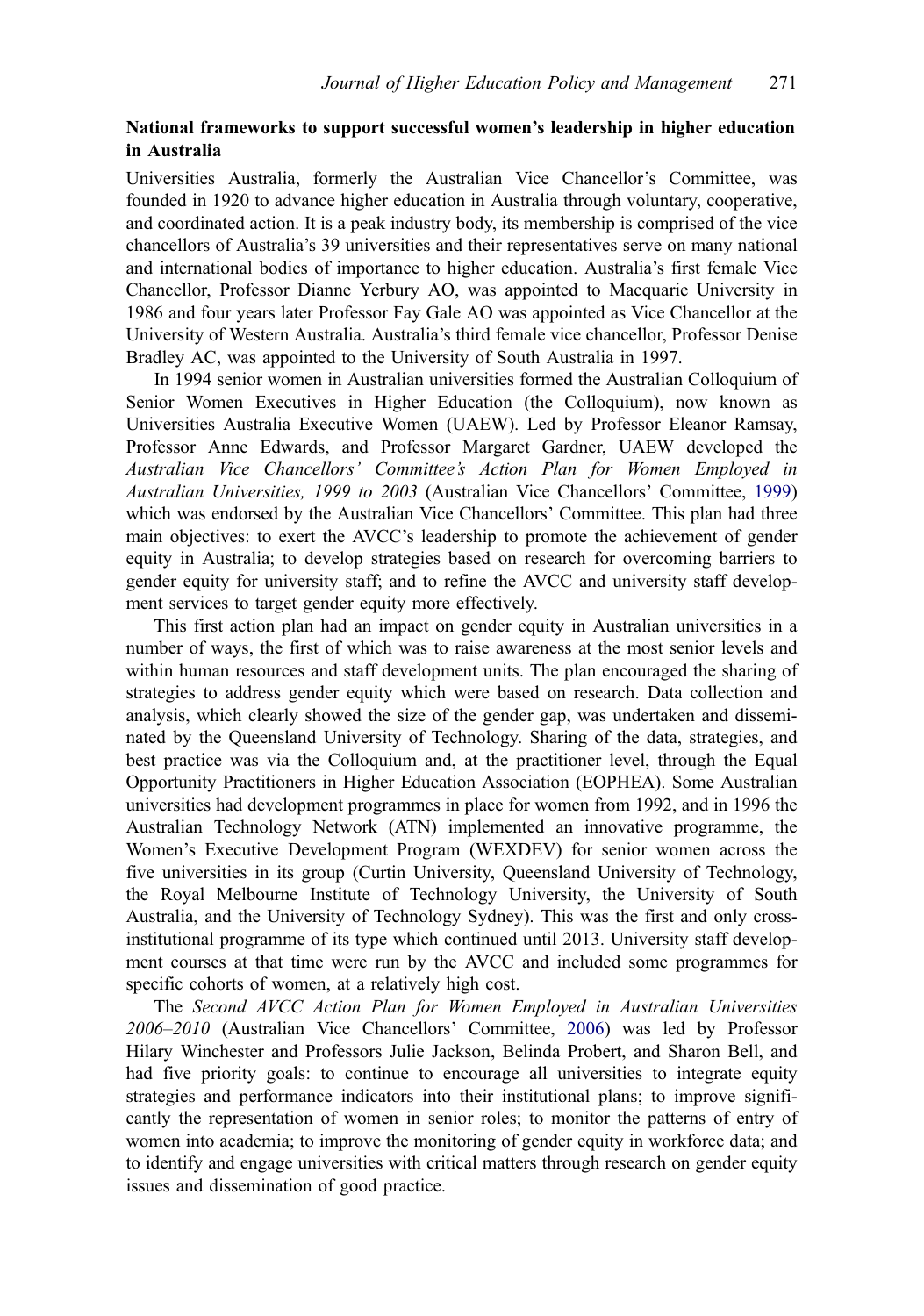## National frameworks to support successful women's leadership in higher education in Australia

Universities Australia, formerly the Australian Vice Chancellor's Committee, was founded in 1920 to advance higher education in Australia through voluntary, cooperative, and coordinated action. It is a peak industry body, its membership is comprised of the vice chancellors of Australia's 39 universities and their representatives serve on many national and international bodies of importance to higher education. Australia's first female Vice Chancellor, Professor Dianne Yerbury AO, was appointed to Macquarie University in 1986 and four years later Professor Fay Gale AO was appointed as Vice Chancellor at the University of Western Australia. Australia's third female vice chancellor, Professor Denise Bradley AC, was appointed to the University of South Australia in 1997.

In 1994 senior women in Australian universities formed the Australian Colloquium of Senior Women Executives in Higher Education (the Colloquium), now known as Universities Australia Executive Women (UAEW). Led by Professor Eleanor Ramsay, Professor Anne Edwards, and Professor Margaret Gardner, UAEW developed the *Australian Vice Chancellors' Committee's Action Plan for Women Employed in Australian Universities, 1999 to 2003* (Australian Vice Chancellors' Committee, 1999) which was endorsed by the Australian Vice Chancellors' Committee. This plan had three main objectives: to exert the AVCC's leadership to promote the achievement of gender equity in Australia; to develop strategies based on research for overcoming barriers to gender equity for university staff; and to refine the AVCC and university staff development services to target gender equity more effectively.

This first action plan had an impact on gender equity in Australian universities in a number of ways, the first of which was to raise awareness at the most senior levels and within human resources and staff development units. The plan encouraged the sharing of strategies to address gender equity which were based on research. Data collection and analysis, which clearly showed the size of the gender gap, was undertaken and disseminated by the Queensland University of Technology. Sharing of the data, strategies, and best practice was via the Colloquium and, at the practitioner level, through the Equal Opportunity Practitioners in Higher Education Association (EOPHEA). Some Australian universities had development programmes in place for women from 1992, and in 1996 the Australian Technology Network (ATN) implemented an innovative programme, the Women's Executive Development Program (WEXDEV) for senior women across the five universities in its group (Curtin University, Queensland University of Technology, the Royal Melbourne Institute of Technology University, the University of South Australia, and the University of Technology Sydney). This was the first and only cross-institutional programme of its type which continued until 2013. University staff development courses at that time were run by the AVCC and included some programmes for specific cohorts of women, at a relatively high cost.

The *Second AVCC Action Plan for Women Employed in Australian Universities 2006–2010* (Australian Vice Chancellors' Committee, 2006) was led by Professor Hilary Winchester and Professors Julie Jackson, Belinda Probert, and Sharon Bell, and had five priority goals: to continue to encourage all universities to integrate equity strategies and performance indicators into their institutional plans; to improve significantly the representation of women in senior roles; to monitor the patterns of entry of women into academia; to improve the monitoring of gender equity in workforce data; and to identify and engage universities with critical matters through research on gender equity issues and dissemination of good practice.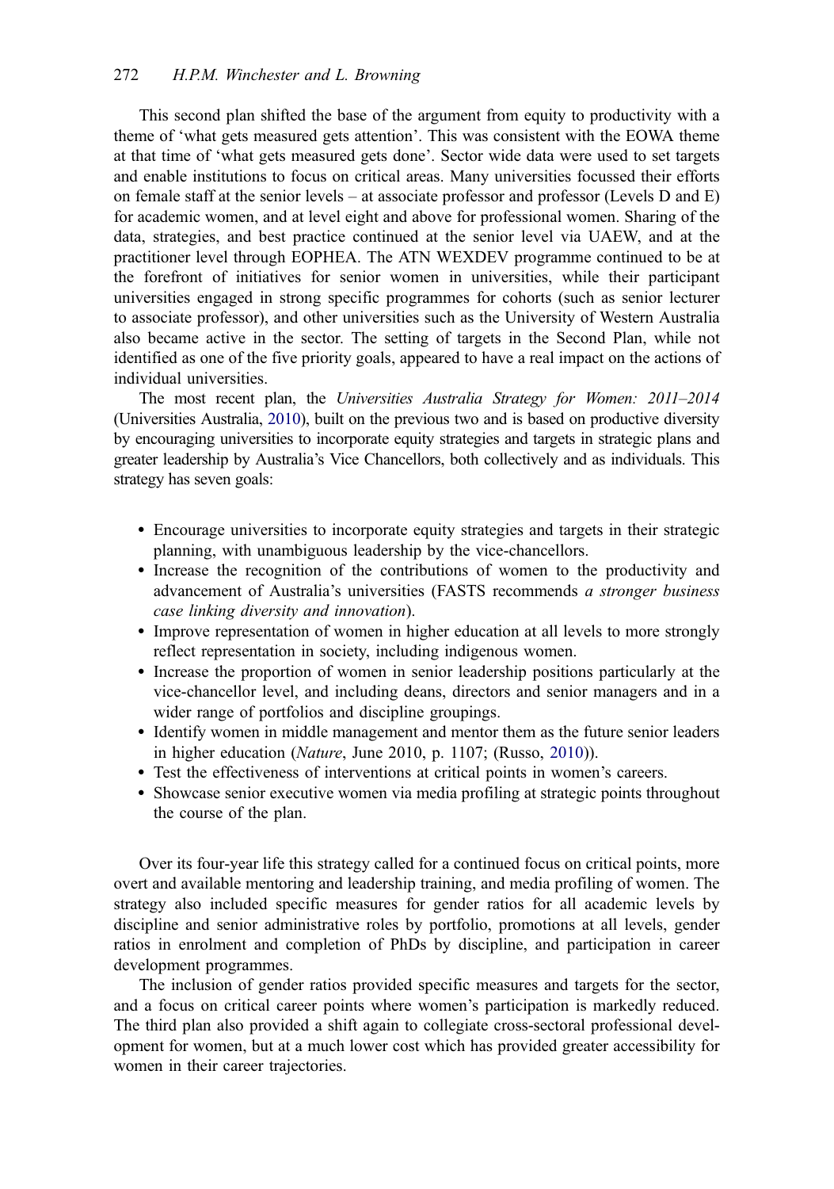This second plan shifted the base of the argument from equity to productivity with a theme of 'what gets measured gets attention'. This was consistent with the EOWA theme at that time of 'what gets measured gets done'. Sector wide data were used to set targets and enable institutions to focus on critical areas. Many universities focussed their efforts on female staff at the senior levels – at associate professor and professor (Levels D and E) for academic women, and at level eight and above for professional women. Sharing of the data, strategies, and best practice continued at the senior level via UAEW, and at the practitioner level through EOPHEA. The ATN WEXDEV programme continued to be at the forefront of initiatives for senior women in universities, while their participant universities engaged in strong specific programmes for cohorts (such as senior lecturer to associate professor), and other universities such as the University of Western Australia also became active in the sector. The setting of targets in the Second Plan, while not identified as one of the five priority goals, appeared to have a real impact on the actions of individual universities.

The most recent plan, the *Universities Australia Strategy for Women: 2011–2014* (Universities Australia, 2010), built on the previous two and is based on productive diversity by encouraging universities to incorporate equity strategies and targets in strategic plans and greater leadership by Australia's Vice Chancellors, both collectively and as individuals. This strategy has seven goals:

- Encourage universities to incorporate equity strategies and targets in their strategic planning, with unambiguous leadership by the vice-chancellors.
- Increase the recognition of the contributions of women to the productivity and advancement of Australia's universities (FASTS recommends *a stronger business case linking diversity and innovation*).
- Improve representation of women in higher education at all levels to more strongly reflect representation in society, including indigenous women.
- Increase the proportion of women in senior leadership positions particularly at the vice-chancellor level, and including deans, directors and senior managers and in a wider range of portfolios and discipline groupings.
- Identify women in middle management and mentor them as the future senior leaders in higher education (*Nature*, June 2010, p. 1107; (Russo, 2010)).
- Test the effectiveness of interventions at critical points in women's careers.
- Showcase senior executive women via media profiling at strategic points throughout the course of the plan.

Over its four-year life this strategy called for a continued focus on critical points, more overt and available mentoring and leadership training, and media profiling of women. The strategy also included specific measures for gender ratios for all academic levels by discipline and senior administrative roles by portfolio, promotions at all levels, gender ratios in enrolment and completion of PhDs by discipline, and participation in career development programmes.

The inclusion of gender ratios provided specific measures and targets for the sector, and a focus on critical career points where women's participation is markedly reduced. The third plan also provided a shift again to collegiate cross-sectoral professional development for women, but at a much lower cost which has provided greater accessibility for women in their career trajectories.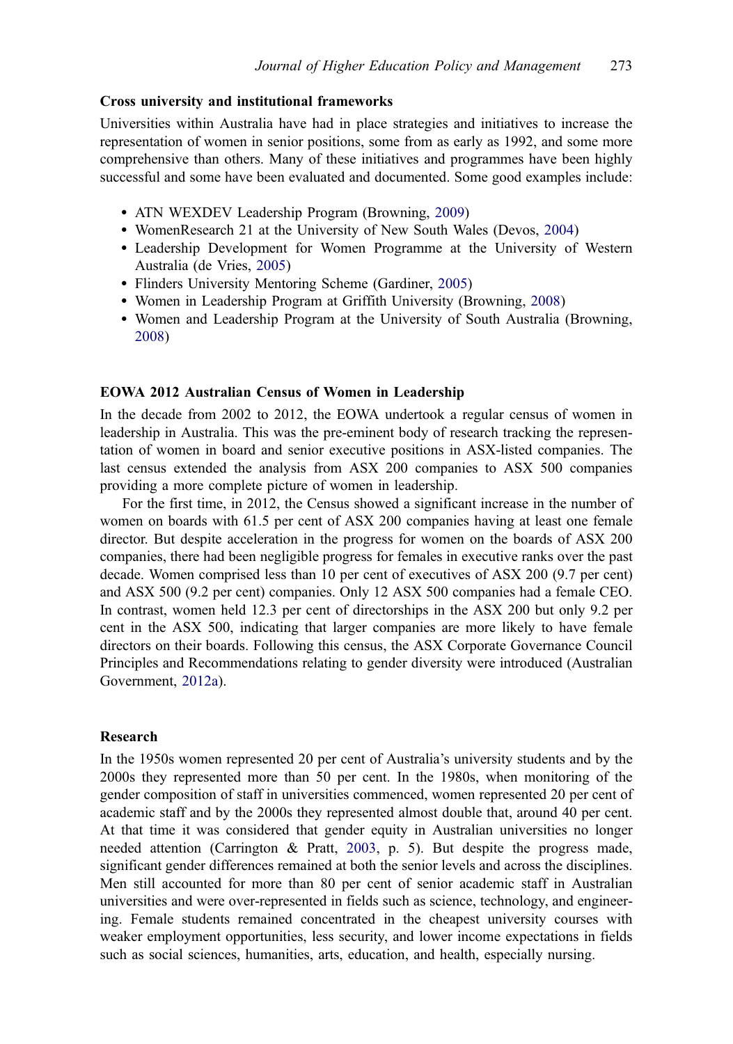### Cross university and institutional frameworks

Universities within Australia have had in place strategies and initiatives to increase the representation of women in senior positions, some from as early as 1992, and some more comprehensive than others. Many of these initiatives and programmes have been highly successful and some have been evaluated and documented. Some good examples include:

- ATN WEXDEV Leadership Program (Browning, 2009)
- WomenResearch 21 at the University of New South Wales (Devos, 2004)
- Leadership Development for Women Programme at the University of Western Australia (de Vries, 2005)
- Flinders University Mentoring Scheme (Gardiner, 2005)
- Women in Leadership Program at Griffith University (Browning, 2008)
- Women and Leadership Program at the University of South Australia (Browning, 2008)

### EOWA 2012 Australian Census of Women in Leadership

In the decade from 2002 to 2012, the EOWA undertook a regular census of women in leadership in Australia. This was the pre-eminent body of research tracking the representation of women in board and senior executive positions in ASX-listed companies. The last census extended the analysis from ASX 200 companies to ASX 500 companies providing a more complete picture of women in leadership.

For the first time, in 2012, the Census showed a significant increase in the number of women on boards with 61.5 per cent of ASX 200 companies having at least one female director. But despite acceleration in the progress for women on the boards of ASX 200 companies, there had been negligible progress for females in executive ranks over the past decade. Women comprised less than 10 per cent of executives of ASX 200 (9.7 per cent) and ASX 500 (9.2 per cent) companies. Only 12 ASX 500 companies had a female CEO. In contrast, women held 12.3 per cent of directorships in the ASX 200 but only 9.2 per cent in the ASX 500, indicating that larger companies are more likely to have female directors on their boards. Following this census, the ASX Corporate Governance Council Principles and Recommendations relating to gender diversity were introduced (Australian Government, 2012a).

### Research

In the 1950s women represented 20 per cent of Australia's university students and by the 2000s they represented more than 50 per cent. In the 1980s, when monitoring of the gender composition of staff in universities commenced, women represented 20 per cent of academic staff and by the 2000s they represented almost double that, around 40 per cent. At that time it was considered that gender equity in Australian universities no longer needed attention (Carrington & Pratt, 2003, p. 5). But despite the progress made, significant gender differences remained at both the senior levels and across the disciplines. Men still accounted for more than 80 per cent of senior academic staff in Australian universities and were over-represented in fields such as science, technology, and engineering. Female students remained concentrated in the cheapest university courses with weaker employment opportunities, less security, and lower income expectations in fields such as social sciences, humanities, arts, education, and health, especially nursing.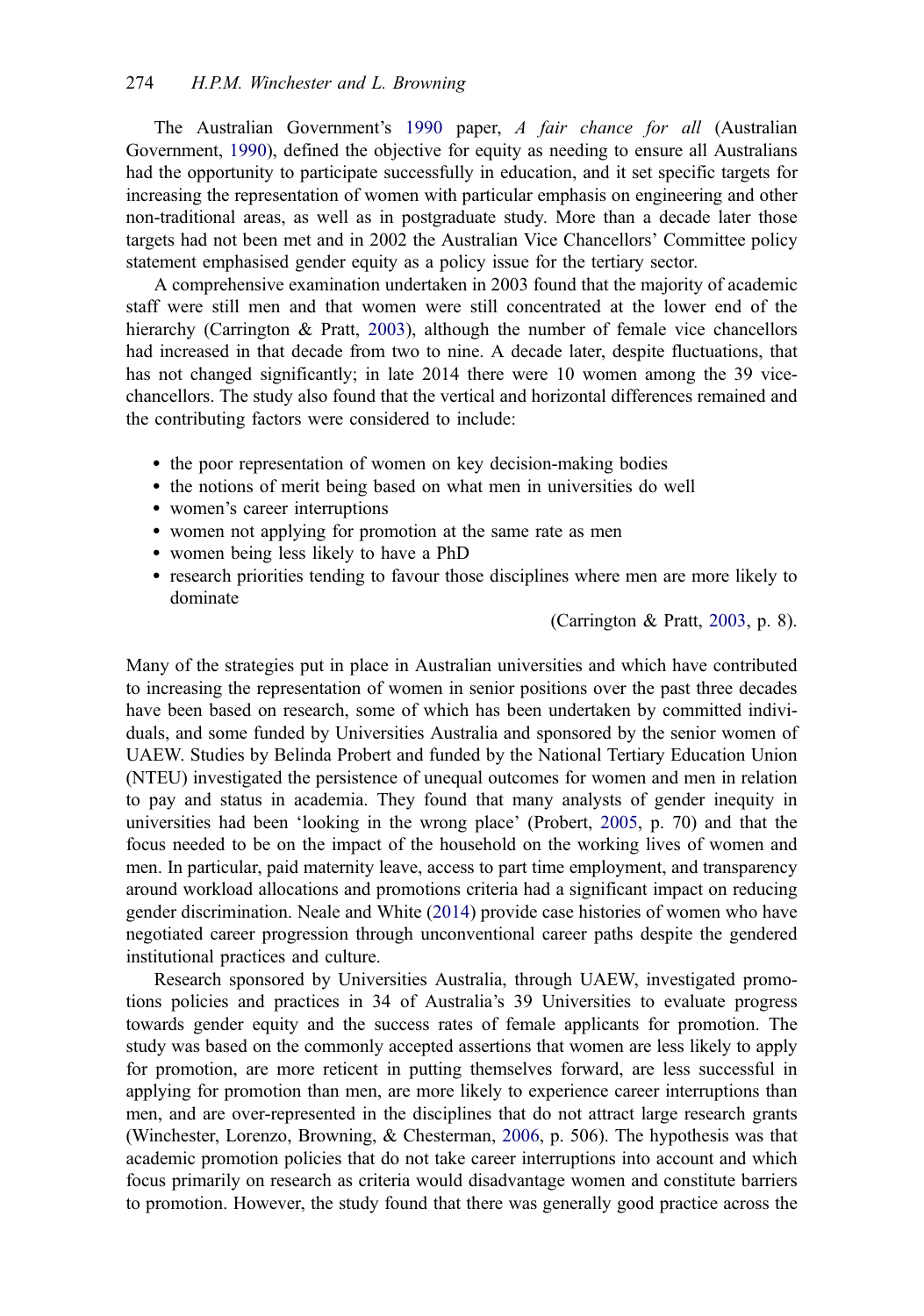The Australian Government's 1990 paper, *A fair chance for all* (Australian Government, 1990), defined the objective for equity as needing to ensure all Australians had the opportunity to participate successfully in education, and it set specific targets for increasing the representation of women with particular emphasis on engineering and other non-traditional areas, as well as in postgraduate study. More than a decade later those targets had not been met and in 2002 the Australian Vice Chancellors' Committee policy statement emphasised gender equity as a policy issue for the tertiary sector.

A comprehensive examination undertaken in 2003 found that the majority of academic staff were still men and that women were still concentrated at the lower end of the hierarchy (Carrington & Pratt, 2003), although the number of female vice chancellors had increased in that decade from two to nine. A decade later, despite fluctuations, that has not changed significantly; in late 2014 there were 10 women among the 39 vice-chancellors. The study also found that the vertical and horizontal differences remained and the contributing factors were considered to include:

- the poor representation of women on key decision-making bodies
- the notions of merit being based on what men in universities do well
- women's career interruptions
- women not applying for promotion at the same rate as men
- women being less likely to have a PhD
- research priorities tending to favour those disciplines where men are more likely to dominate

(Carrington & Pratt, 2003, p. 8).

Many of the strategies put in place in Australian universities and which have contributed to increasing the representation of women in senior positions over the past three decades have been based on research, some of which has been undertaken by committed individuals, and some funded by Universities Australia and sponsored by the senior women of UAEW. Studies by Belinda Probert and funded by the National Tertiary Education Union (NTEU) investigated the persistence of unequal outcomes for women and men in relation to pay and status in academia. They found that many analysts of gender inequity in universities had been 'looking in the wrong place' (Probert, 2005, p. 70) and that the focus needed to be on the impact of the household on the working lives of women and men. In particular, paid maternity leave, access to part time employment, and transparency around workload allocations and promotions criteria had a significant impact on reducing gender discrimination. Neale and White (2014) provide case histories of women who have negotiated career progression through unconventional career paths despite the gendered institutional practices and culture.

Research sponsored by Universities Australia, through UAEW, investigated promotions policies and practices in 34 of Australia's 39 Universities to evaluate progress towards gender equity and the success rates of female applicants for promotion. The study was based on the commonly accepted assertions that women are less likely to apply for promotion, are more reticent in putting themselves forward, are less successful in applying for promotion than men, are more likely to experience career interruptions than men, and are over-represented in the disciplines that do not attract large research grants (Winchester, Lorenzo, Browning, & Chesterman, 2006, p. 506). The hypothesis was that academic promotion policies that do not take career interruptions into account and which focus primarily on research as criteria would disadvantage women and constitute barriers to promotion. However, the study found that there was generally good practice across the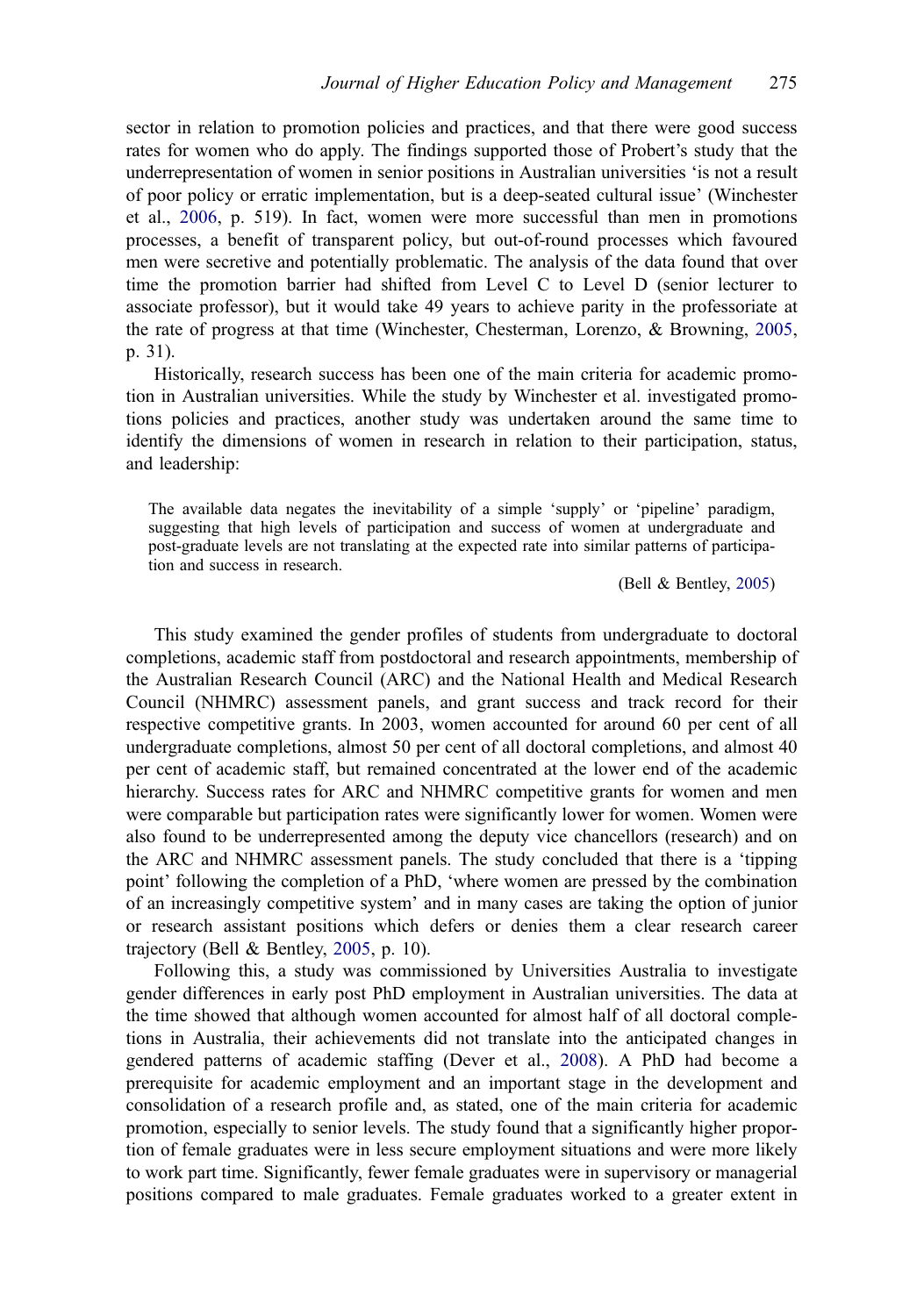sector in relation to promotion policies and practices, and that there were good success rates for women who do apply. The findings supported those of Probert's study that the underrepresentation of women in senior positions in Australian universities 'is not a result of poor policy or erratic implementation, but is a deep-seated cultural issue' (Winchester et al., 2006, p. 519). In fact, women were more successful than men in promotions processes, a benefit of transparent policy, but out-of-round processes which favoured men were secretive and potentially problematic. The analysis of the data found that over time the promotion barrier had shifted from Level C to Level D (senior lecturer to associate professor), but it would take 49 years to achieve parity in the professoriate at the rate of progress at that time (Winchester, Chesterman, Lorenzo, & Browning, 2005, p. 31).

Historically, research success has been one of the main criteria for academic promotion in Australian universities. While the study by Winchester et al. investigated promotions policies and practices, another study was undertaken around the same time to identify the dimensions of women in research in relation to their participation, status, and leadership:

> The available data negates the inevitability of a simple 'supply' or 'pipeline' paradigm, suggesting that high levels of participation and success of women at undergraduate and post-graduate levels are not translating at the expected rate into similar patterns of participation and success in research.
>
> (Bell & Bentley, 2005)

This study examined the gender profiles of students from undergraduate to doctoral completions, academic staff from postdoctoral and research appointments, membership of the Australian Research Council (ARC) and the National Health and Medical Research Council (NHMRC) assessment panels, and grant success and track record for their respective competitive grants. In 2003, women accounted for around 60 per cent of all undergraduate completions, almost 50 per cent of all doctoral completions, and almost 40 per cent of academic staff, but remained concentrated at the lower end of the academic hierarchy. Success rates for ARC and NHMRC competitive grants for women and men were comparable but participation rates were significantly lower for women. Women were also found to be underrepresented among the deputy vice chancellors (research) and on the ARC and NHMRC assessment panels. The study concluded that there is a 'tipping point' following the completion of a PhD, 'where women are pressed by the combination of an increasingly competitive system' and in many cases are taking the option of junior or research assistant positions which defers or denies them a clear research career trajectory (Bell & Bentley, 2005, p. 10).

Following this, a study was commissioned by Universities Australia to investigate gender differences in early post PhD employment in Australian universities. The data at the time showed that although women accounted for almost half of all doctoral completions in Australia, their achievements did not translate into the anticipated changes in gendered patterns of academic staffing (Dever et al., 2008). A PhD had become a prerequisite for academic employment and an important stage in the development and consolidation of a research profile and, as stated, one of the main criteria for academic promotion, especially to senior levels. The study found that a significantly higher proportion of female graduates were in less secure employment situations and were more likely to work part time. Significantly, fewer female graduates were in supervisory or managerial positions compared to male graduates. Female graduates worked to a greater extent in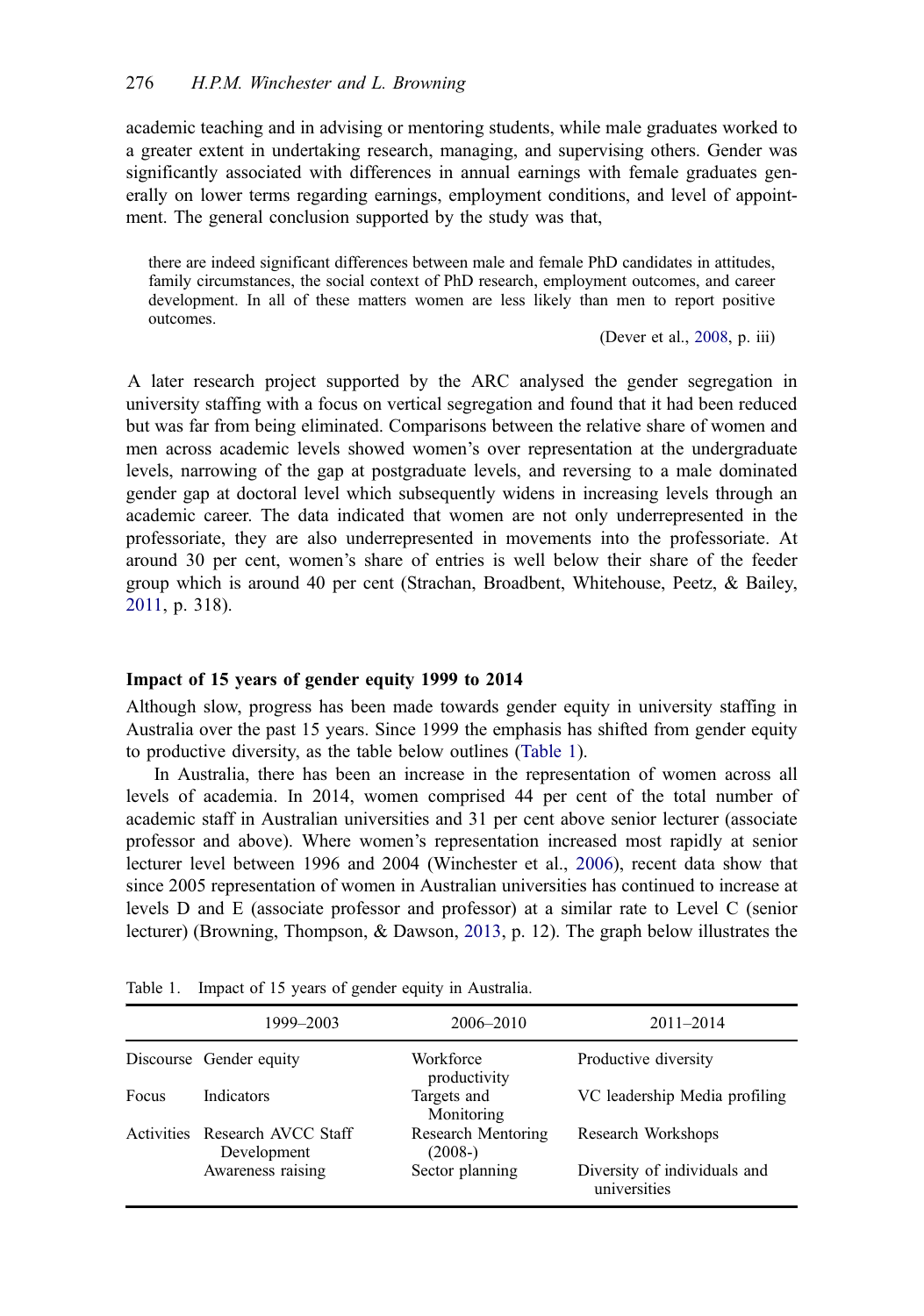academic teaching and in advising or mentoring students, while male graduates worked to a greater extent in undertaking research, managing, and supervising others. Gender was significantly associated with differences in annual earnings with female graduates generally on lower terms regarding earnings, employment conditions, and level of appointment. The general conclusion supported by the study was that,

> there are indeed significant differences between male and female PhD candidates in attitudes, family circumstances, the social context of PhD research, employment outcomes, and career development. In all of these matters women are less likely than men to report positive outcomes.
>
> (Dever et al., 2008, p. iii)

A later research project supported by the ARC analysed the gender segregation in university staffing with a focus on vertical segregation and found that it had been reduced but was far from being eliminated. Comparisons between the relative share of women and men across academic levels showed women's over representation at the undergraduate levels, narrowing of the gap at postgraduate levels, and reversing to a male dominated gender gap at doctoral level which subsequently widens in increasing levels through an academic career. The data indicated that women are not only underrepresented in the professoriate, they are also underrepresented in movements into the professoriate. At around 30 per cent, women's share of entries is well below their share of the feeder group which is around 40 per cent (Strachan, Broadbent, Whitehouse, Peetz, & Bailey, 2011, p. 318).

### Impact of 15 years of gender equity 1999 to 2014

Although slow, progress has been made towards gender equity in university staffing in Australia over the past 15 years. Since 1999 the emphasis has shifted from gender equity to productive diversity, as the table below outlines (Table 1).

In Australia, there has been an increase in the representation of women across all levels of academia. In 2014, women comprised 44 per cent of the total number of academic staff in Australian universities and 31 per cent above senior lecturer (associate professor and above). Where women's representation increased most rapidly at senior lecturer level between 1996 and 2004 (Winchester et al., 2006), recent data show that since 2005 representation of women in Australian universities has continued to increase at levels D and E (associate professor and professor) at a similar rate to Level C (senior lecturer) (Browning, Thompson, & Dawson, 2013, p. 12). The graph below illustrates the

Table 1. Impact of 15 years of gender equity in Australia.

| | 1999–2003 | 2006–2010 | 2011–2014 |
|---|---|---|---|
| Discourse | Gender equity | Workforce productivity | Productive diversity |
| Focus | Indicators | Targets and Monitoring | VC leadership Media profiling |
| Activities | Research AVCC Staff Development | Research Mentoring (2008-) | Research Workshops |
| | Awareness raising | Sector planning | Diversity of individuals and universities |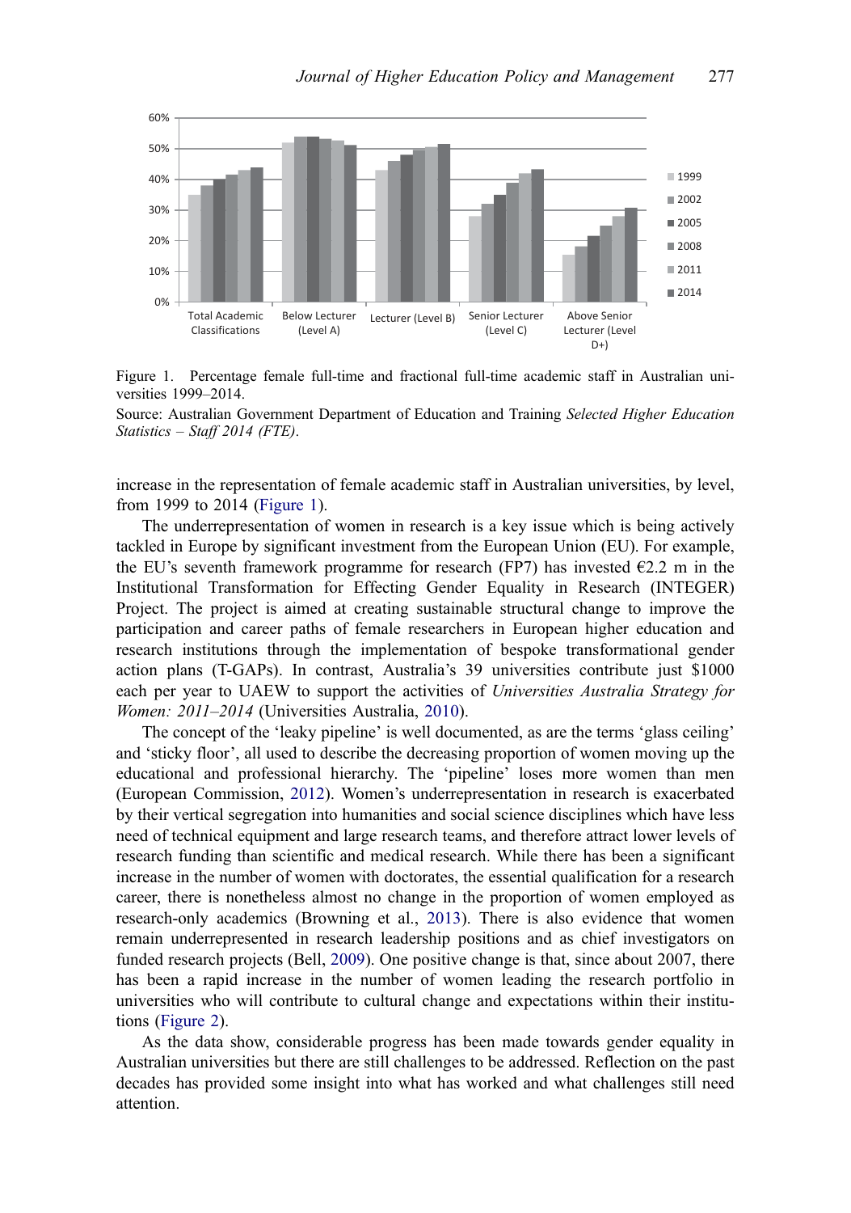Figure 1. Percentage female full-time and fractional full-time academic staff in Australian universities 1999–2014.

Source: Australian Government Department of Education and Training *Selected Higher Education Statistics – Staff 2014 (FTE)*.

increase in the representation of female academic staff in Australian universities, by level, from 1999 to 2014 (Figure 1).

The underrepresentation of women in research is a key issue which is being actively tackled in Europe by significant investment from the European Union (EU). For example, the EU's seventh framework programme for research (FP7) has invested €2.2 m in the Institutional Transformation for Effecting Gender Equality in Research (INTEGER) Project. The project is aimed at creating sustainable structural change to improve the participation and career paths of female researchers in European higher education and research institutions through the implementation of bespoke transformational gender action plans (T-GAPs). In contrast, Australia's 39 universities contribute just $1000 each per year to UAEW to support the activities of *Universities Australia Strategy for Women: 2011–2014* (Universities Australia, 2010).

The concept of the 'leaky pipeline' is well documented, as are the terms 'glass ceiling' and 'sticky floor', all used to describe the decreasing proportion of women moving up the educational and professional hierarchy. The 'pipeline' loses more women than men (European Commission, 2012). Women's underrepresentation in research is exacerbated by their vertical segregation into humanities and social science disciplines which have less need of technical equipment and large research teams, and therefore attract lower levels of research funding than scientific and medical research. While there has been a significant increase in the number of women with doctorates, the essential qualification for a research career, there is nonetheless almost no change in the proportion of women employed as research-only academics (Browning et al., 2013). There is also evidence that women remain underrepresented in research leadership positions and as chief investigators on funded research projects (Bell, 2009). One positive change is that, since about 2007, there has been a rapid increase in the number of women leading the research portfolio in universities who will contribute to cultural change and expectations within their institutions (Figure 2).

As the data show, considerable progress has been made towards gender equality in Australian universities but there are still challenges to be addressed. Reflection on the past decades has provided some insight into what has worked and what challenges still need attention.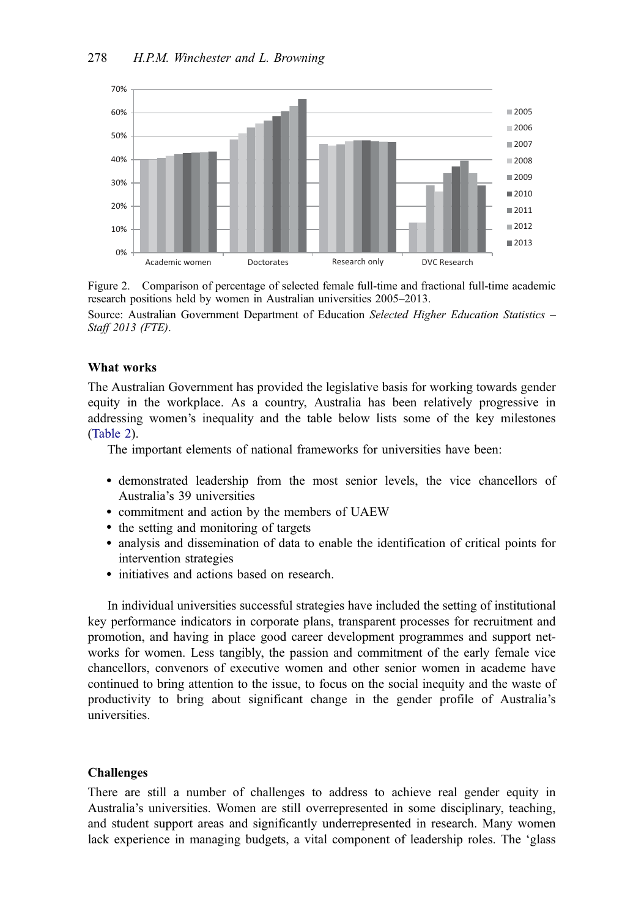Figure 2. Comparison of percentage of selected female full-time and fractional full-time academic research positions held by women in Australian universities 2005–2013.

Source: Australian Government Department of Education *Selected Higher Education Statistics – Staff 2013 (FTE)*.

## What works

The Australian Government has provided the legislative basis for working towards gender equity in the workplace. As a country, Australia has been relatively progressive in addressing women's inequality and the table below lists some of the key milestones (Table 2).

The important elements of national frameworks for universities have been:

- demonstrated leadership from the most senior levels, the vice chancellors of Australia's 39 universities
- commitment and action by the members of UAEW
- the setting and monitoring of targets
- analysis and dissemination of data to enable the identification of critical points for intervention strategies
- initiatives and actions based on research.

In individual universities successful strategies have included the setting of institutional key performance indicators in corporate plans, transparent processes for recruitment and promotion, and having in place good career development programmes and support networks for women. Less tangibly, the passion and commitment of the early female vice chancellors, convenors of executive women and other senior women in academe have continued to bring attention to the issue, to focus on the social inequity and the waste of productivity to bring about significant change in the gender profile of Australia's universities.

## Challenges

There are still a number of challenges to address to achieve real gender equity in Australia's universities. Women are still overrepresented in some disciplinary, teaching, and student support areas and significantly underrepresented in research. Many women lack experience in managing budgets, a vital component of leadership roles. The 'glass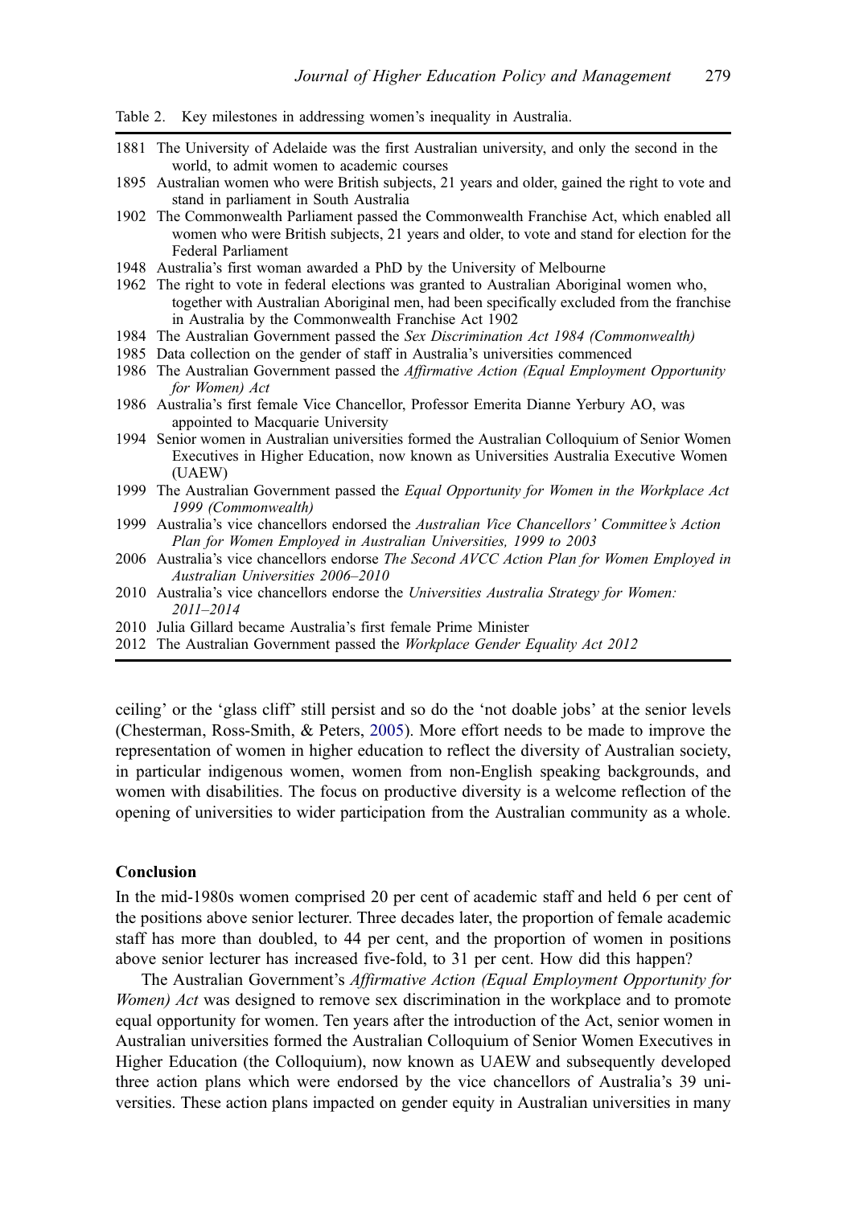Table 2. Key milestones in addressing women's inequality in Australia.

| | |
|---|---|
| 1881 | The University of Adelaide was the first Australian university, and only the second in the world, to admit women to academic courses |
| 1895 | Australian women who were British subjects, 21 years and older, gained the right to vote and stand in parliament in South Australia |
| 1902 | The Commonwealth Parliament passed the Commonwealth Franchise Act, which enabled all women who were British subjects, 21 years and older, to vote and stand for election for the Federal Parliament |
| 1948 | Australia's first woman awarded a PhD by the University of Melbourne |
| 1962 | The right to vote in federal elections was granted to Australian Aboriginal women who, together with Australian Aboriginal men, had been specifically excluded from the franchise in Australia by the Commonwealth Franchise Act 1902 |
| 1984 | The Australian Government passed the *Sex Discrimination Act 1984 (Commonwealth)* |
| 1985 | Data collection on the gender of staff in Australia's universities commenced |
| 1986 | The Australian Government passed the *Affirmative Action (Equal Employment Opportunity for Women) Act* |
| 1986 | Australia's first female Vice Chancellor, Professor Emerita Dianne Yerbury AO, was appointed to Macquarie University |
| 1994 | Senior women in Australian universities formed the Australian Colloquium of Senior Women Executives in Higher Education, now known as Universities Australia Executive Women (UAEW) |
| 1999 | The Australian Government passed the *Equal Opportunity for Women in the Workplace Act 1999 (Commonwealth)* |
| 1999 | Australia's vice chancellors endorsed the *Australian Vice Chancellors' Committee's Action Plan for Women Employed in Australian Universities, 1999 to 2003* |
| 2006 | Australia's vice chancellors endorse *The Second AVCC Action Plan for Women Employed in Australian Universities 2006–2010* |
| 2010 | Australia's vice chancellors endorse the *Universities Australia Strategy for Women: 2011–2014* |
| 2010 | Julia Gillard became Australia's first female Prime Minister |
| 2012 | The Australian Government passed the *Workplace Gender Equality Act 2012* |

ceiling' or the 'glass cliff' still persist and so do the 'not doable jobs' at the senior levels (Chesterman, Ross-Smith, & Peters, 2005). More effort needs to be made to improve the representation of women in higher education to reflect the diversity of Australian society, in particular indigenous women, women from non-English speaking backgrounds, and women with disabilities. The focus on productive diversity is a welcome reflection of the opening of universities to wider participation from the Australian community as a whole.

## Conclusion

In the mid-1980s women comprised 20 per cent of academic staff and held 6 per cent of the positions above senior lecturer. Three decades later, the proportion of female academic staff has more than doubled, to 44 per cent, and the proportion of women in positions above senior lecturer has increased five-fold, to 31 per cent. How did this happen?

The Australian Government's *Affirmative Action (Equal Employment Opportunity for Women) Act* was designed to remove sex discrimination in the workplace and to promote equal opportunity for women. Ten years after the introduction of the Act, senior women in Australian universities formed the Australian Colloquium of Senior Women Executives in Higher Education (the Colloquium), now known as UAEW and subsequently developed three action plans which were endorsed by the vice chancellors of Australia's 39 universities. These action plans impacted on gender equity in Australian universities in many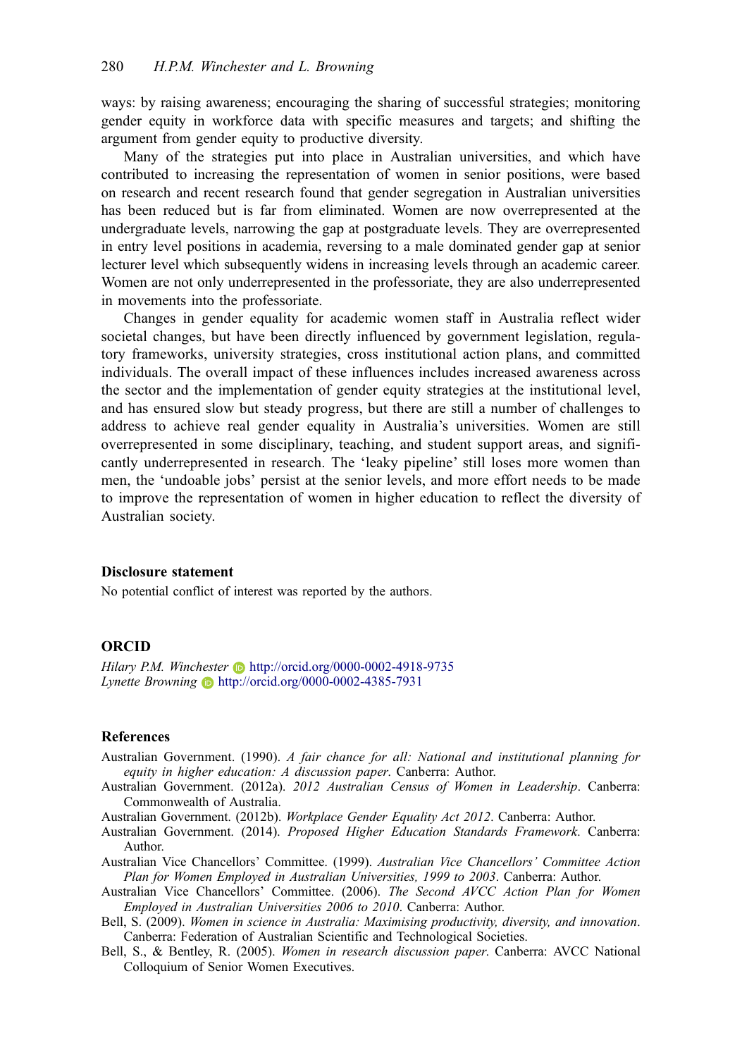ways: by raising awareness; encouraging the sharing of successful strategies; monitoring gender equity in workforce data with specific measures and targets; and shifting the argument from gender equity to productive diversity.

Many of the strategies put into place in Australian universities, and which have contributed to increasing the representation of women in senior positions, were based on research and recent research found that gender segregation in Australian universities has been reduced but is far from eliminated. Women are now overrepresented at the undergraduate levels, narrowing the gap at postgraduate levels. They are overrepresented in entry level positions in academia, reversing to a male dominated gender gap at senior lecturer level which subsequently widens in increasing levels through an academic career. Women are not only underrepresented in the professoriate, they are also underrepresented in movements into the professoriate.

Changes in gender equality for academic women staff in Australia reflect wider societal changes, but have been directly influenced by government legislation, regulatory frameworks, university strategies, cross institutional action plans, and committed individuals. The overall impact of these influences includes increased awareness across the sector and the implementation of gender equity strategies at the institutional level, and has ensured slow but steady progress, but there are still a number of challenges to address to achieve real gender equality in Australia's universities. Women are still overrepresented in some disciplinary, teaching, and student support areas, and significantly underrepresented in research. The 'leaky pipeline' still loses more women than men, the 'undoable jobs' persist at the senior levels, and more effort needs to be made to improve the representation of women in higher education to reflect the diversity of Australian society.

### Disclosure statement

No potential conflict of interest was reported by the authors.

### ORCID

*Hilary P.M. Winchester* http://orcid.org/0000-0002-4918-9735
*Lynette Browning* http://orcid.org/0000-0002-4385-7931

### References

Australian Government. (1990). *A fair chance for all: National and institutional planning for equity in higher education: A discussion paper*. Canberra: Author.

Australian Government. (2012a). *2012 Australian Census of Women in Leadership*. Canberra: Commonwealth of Australia.

Australian Government. (2012b). *Workplace Gender Equality Act 2012*. Canberra: Author.

Australian Government. (2014). *Proposed Higher Education Standards Framework*. Canberra: Author.

Australian Vice Chancellors' Committee. (1999). *Australian Vice Chancellors' Committee Action Plan for Women Employed in Australian Universities, 1999 to 2003*. Canberra: Author.

Australian Vice Chancellors' Committee. (2006). *The Second AVCC Action Plan for Women Employed in Australian Universities 2006 to 2010*. Canberra: Author.

Bell, S. (2009). *Women in science in Australia: Maximising productivity, diversity, and innovation*. Canberra: Federation of Australian Scientific and Technological Societies.

Bell, S., & Bentley, R. (2005). *Women in research discussion paper*. Canberra: AVCC National Colloquium of Senior Women Executives.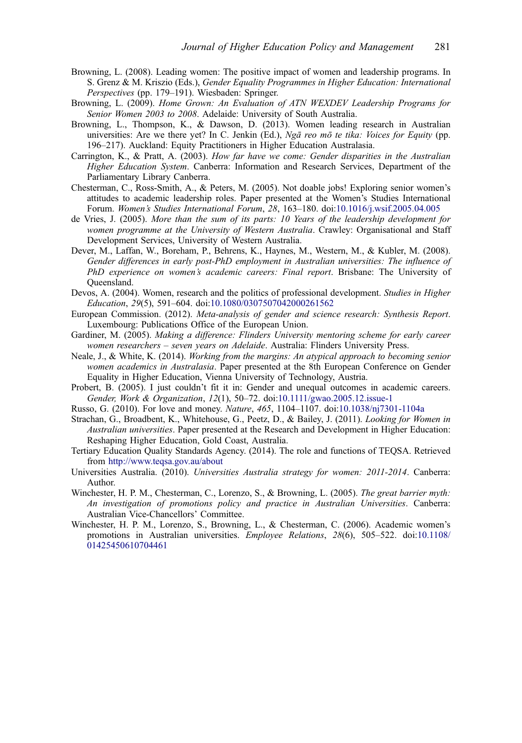Browning, L. (2008). Leading women: The positive impact of women and leadership programs. In S. Grenz & M. Kriszio (Eds.), *Gender Equality Programmes in Higher Education: International Perspectives* (pp. 179–191). Wiesbaden: Springer.

Browning, L. (2009). *Home Grown: An Evaluation of ATN WEXDEV Leadership Programs for Senior Women 2003 to 2008*. Adelaide: University of South Australia.

Browning, L., Thompson, K., & Dawson, D. (2013). Women leading research in Australian universities: Are we there yet? In C. Jenkin (Ed.), *Ngā reo mō te tika: Voices for Equity* (pp. 196–217). Auckland: Equity Practitioners in Higher Education Australasia.

Carrington, K., & Pratt, A. (2003). *How far have we come: Gender disparities in the Australian Higher Education System*. Canberra: Information and Research Services, Department of the Parliamentary Library Canberra.

Chesterman, C., Ross-Smith, A., & Peters, M. (2005). Not doable jobs! Exploring senior women's attitudes to academic leadership roles. Paper presented at the Women's Studies International Forum. *Women's Studies International Forum*, *28*, 163–180. doi:10.1016/j.wsif.2005.04.005

de Vries, J. (2005). *More than the sum of its parts: 10 Years of the leadership development for women programme at the University of Western Australia*. Crawley: Organisational and Staff Development Services, University of Western Australia.

Dever, M., Laffan, W., Boreham, P., Behrens, K., Haynes, M., Western, M., & Kubler, M. (2008). *Gender differences in early post-PhD employment in Australian universities: The influence of PhD experience on women's academic careers: Final report*. Brisbane: The University of Queensland.

Devos, A. (2004). Women, research and the politics of professional development. *Studies in Higher Education*, *29*(5), 591–604. doi:10.1080/0307507042000261562

European Commission. (2012). *Meta-analysis of gender and science research: Synthesis Report*. Luxembourg: Publications Office of the European Union.

Gardiner, M. (2005). *Making a difference: Flinders University mentoring scheme for early career women researchers – seven years on Adelaide*. Australia: Flinders University Press.

Neale, J., & White, K. (2014). *Working from the margins: An atypical approach to becoming senior women academics in Australasia*. Paper presented at the 8th European Conference on Gender Equality in Higher Education, Vienna University of Technology, Austria.

Probert, B. (2005). I just couldn't fit it in: Gender and unequal outcomes in academic careers. *Gender, Work & Organization*, *12*(1), 50–72. doi:10.1111/gwao.2005.12.issue-1

Russo, G. (2010). For love and money. *Nature*, *465*, 1104–1107. doi:10.1038/nj7301-1104a

Strachan, G., Broadbent, K., Whitehouse, G., Peetz, D., & Bailey, J. (2011). *Looking for Women in Australian universities*. Paper presented at the Research and Development in Higher Education: Reshaping Higher Education, Gold Coast, Australia.

Tertiary Education Quality Standards Agency. (2014). The role and functions of TEQSA. Retrieved from http://www.teqsa.gov.au/about

Universities Australia. (2010). *Universities Australia strategy for women: 2011-2014*. Canberra: Author.

Winchester, H. P. M., Chesterman, C., Lorenzo, S., & Browning, L. (2005). *The great barrier myth: An investigation of promotions policy and practice in Australian Universities*. Canberra: Australian Vice-Chancellors' Committee.

Winchester, H. P. M., Lorenzo, S., Browning, L., & Chesterman, C. (2006). Academic women's promotions in Australian universities. *Employee Relations*, *28*(6), 505–522. doi:10.1108/01425450610704461